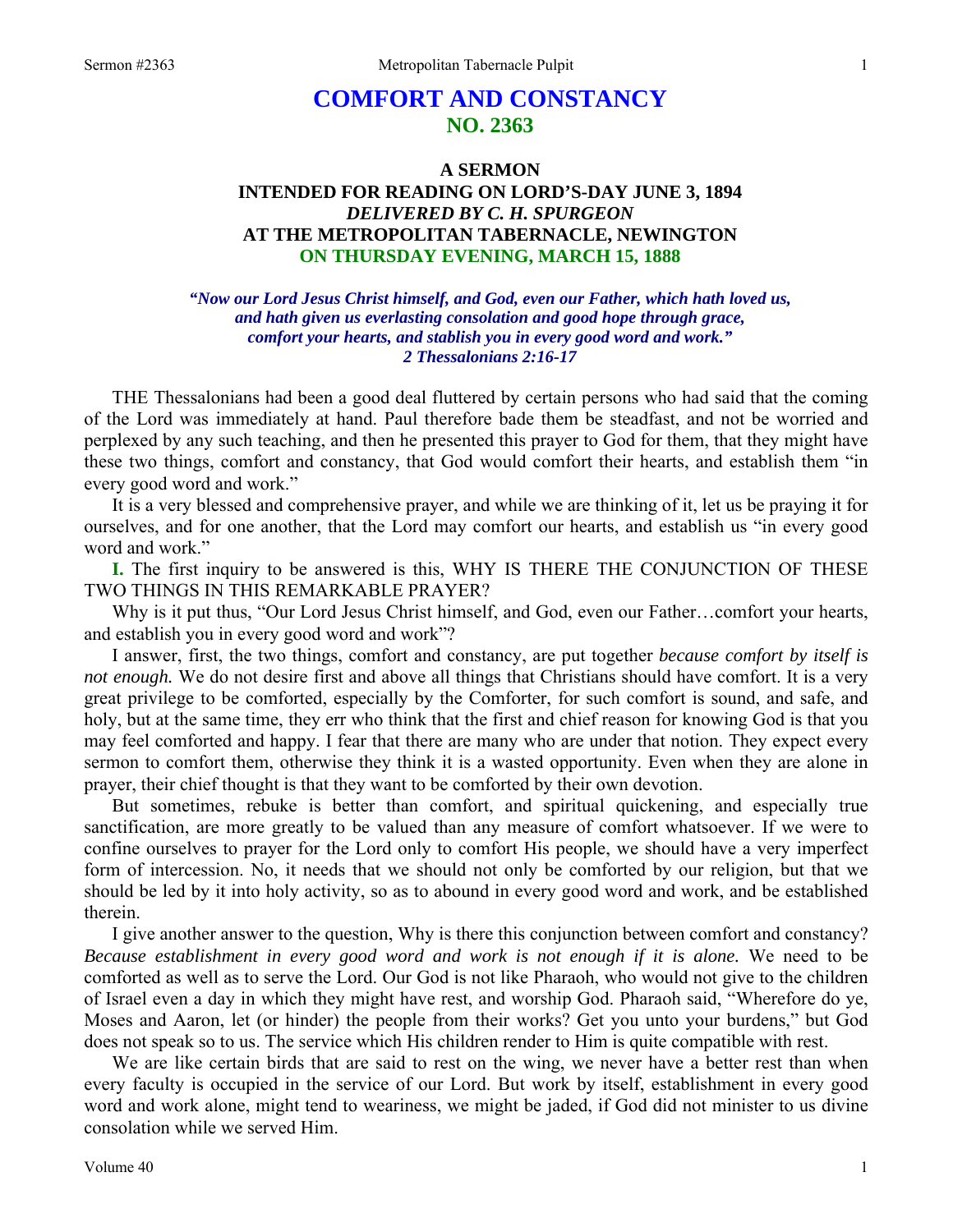# COMFORT AND CONSTANCY
## NO. 2363

### A SERMON
### INTENDED FOR READING ON LORD'S-DAY JUNE 3, 1894
### *DELIVERED BY C. H. SPURGEON*
### AT THE METROPOLITAN TABERNACLE, NEWINGTON
### ON THURSDAY EVENING, MARCH 15, 1888

***"Now our Lord Jesus Christ himself, and God, even our Father, which hath loved us, and hath given us everlasting consolation and good hope through grace, comfort your hearts, and stablish you in every good word and work." 2 Thessalonians 2:16-17***

THE Thessalonians had been a good deal fluttered by certain persons who had said that the coming of the Lord was immediately at hand. Paul therefore bade them be steadfast, and not be worried and perplexed by any such teaching, and then he presented this prayer to God for them, that they might have these two things, comfort and constancy, that God would comfort their hearts, and establish them "in every good word and work."

It is a very blessed and comprehensive prayer, and while we are thinking of it, let us be praying it for ourselves, and for one another, that the Lord may comfort our hearts, and establish us "in every good word and work."

**I.** The first inquiry to be answered is this, WHY IS THERE THE CONJUNCTION OF THESE TWO THINGS IN THIS REMARKABLE PRAYER?

Why is it put thus, "Our Lord Jesus Christ himself, and God, even our Father…comfort your hearts, and establish you in every good word and work"?

I answer, first, the two things, comfort and constancy, are put together *because comfort by itself is not enough.* We do not desire first and above all things that Christians should have comfort. It is a very great privilege to be comforted, especially by the Comforter, for such comfort is sound, and safe, and holy, but at the same time, they err who think that the first and chief reason for knowing God is that you may feel comforted and happy. I fear that there are many who are under that notion. They expect every sermon to comfort them, otherwise they think it is a wasted opportunity. Even when they are alone in prayer, their chief thought is that they want to be comforted by their own devotion.

But sometimes, rebuke is better than comfort, and spiritual quickening, and especially true sanctification, are more greatly to be valued than any measure of comfort whatsoever. If we were to confine ourselves to prayer for the Lord only to comfort His people, we should have a very imperfect form of intercession. No, it needs that we should not only be comforted by our religion, but that we should be led by it into holy activity, so as to abound in every good word and work, and be established therein.

I give another answer to the question, Why is there this conjunction between comfort and constancy? *Because establishment in every good word and work is not enough if it is alone.* We need to be comforted as well as to serve the Lord. Our God is not like Pharaoh, who would not give to the children of Israel even a day in which they might have rest, and worship God. Pharaoh said, "Wherefore do ye, Moses and Aaron, let (or hinder) the people from their works? Get you unto your burdens," but God does not speak so to us. The service which His children render to Him is quite compatible with rest.

We are like certain birds that are said to rest on the wing, we never have a better rest than when every faculty is occupied in the service of our Lord. But work by itself, establishment in every good word and work alone, might tend to weariness, we might be jaded, if God did not minister to us divine consolation while we served Him.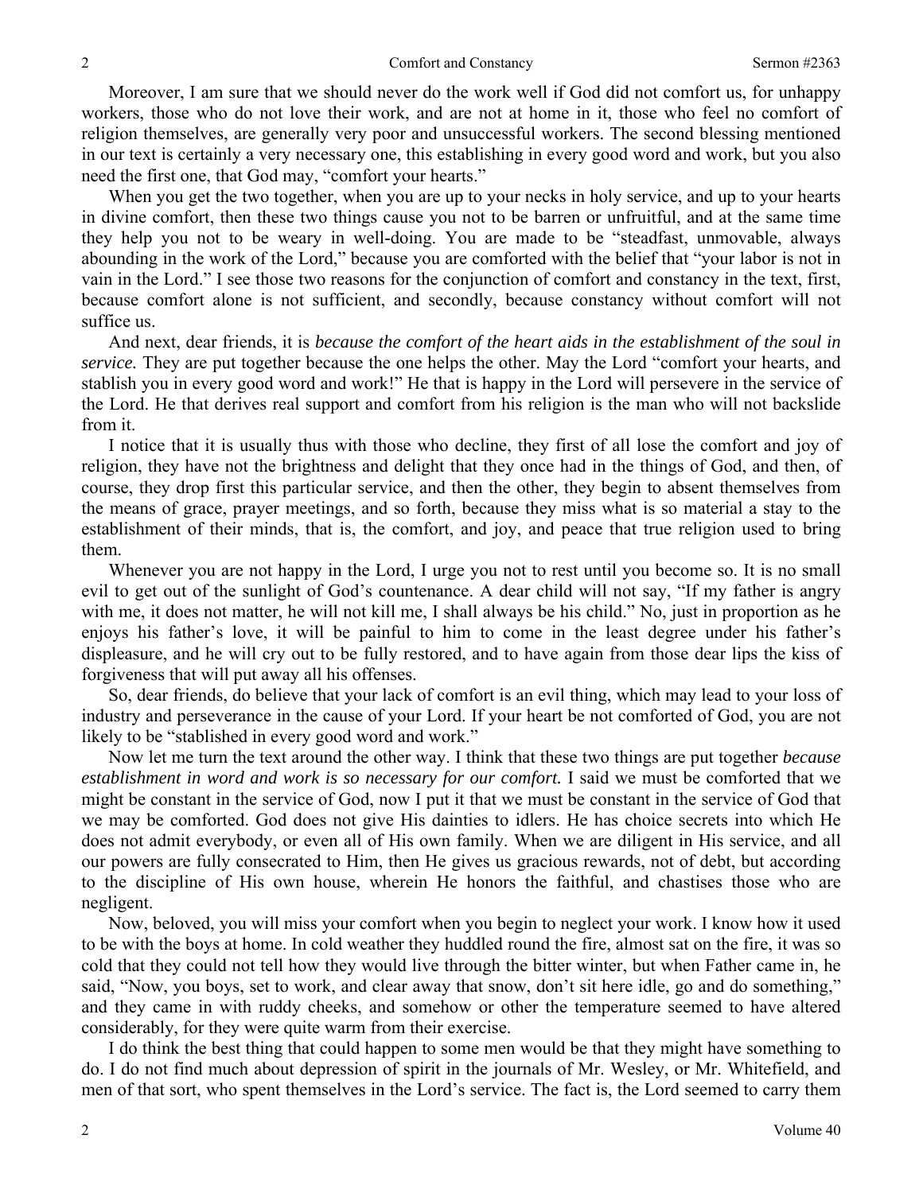Moreover, I am sure that we should never do the work well if God did not comfort us, for unhappy workers, those who do not love their work, and are not at home in it, those who feel no comfort of religion themselves, are generally very poor and unsuccessful workers. The second blessing mentioned in our text is certainly a very necessary one, this establishing in every good word and work, but you also need the first one, that God may, "comfort your hearts."

When you get the two together, when you are up to your necks in holy service, and up to your hearts in divine comfort, then these two things cause you not to be barren or unfruitful, and at the same time they help you not to be weary in well-doing. You are made to be "steadfast, unmovable, always abounding in the work of the Lord," because you are comforted with the belief that "your labor is not in vain in the Lord." I see those two reasons for the conjunction of comfort and constancy in the text, first, because comfort alone is not sufficient, and secondly, because constancy without comfort will not suffice us.

And next, dear friends, it is *because the comfort of the heart aids in the establishment of the soul in service.* They are put together because the one helps the other. May the Lord "comfort your hearts, and stablish you in every good word and work!" He that is happy in the Lord will persevere in the service of the Lord. He that derives real support and comfort from his religion is the man who will not backslide from it.

I notice that it is usually thus with those who decline, they first of all lose the comfort and joy of religion, they have not the brightness and delight that they once had in the things of God, and then, of course, they drop first this particular service, and then the other, they begin to absent themselves from the means of grace, prayer meetings, and so forth, because they miss what is so material a stay to the establishment of their minds, that is, the comfort, and joy, and peace that true religion used to bring them.

Whenever you are not happy in the Lord, I urge you not to rest until you become so. It is no small evil to get out of the sunlight of God's countenance. A dear child will not say, "If my father is angry with me, it does not matter, he will not kill me, I shall always be his child." No, just in proportion as he enjoys his father's love, it will be painful to him to come in the least degree under his father's displeasure, and he will cry out to be fully restored, and to have again from those dear lips the kiss of forgiveness that will put away all his offenses.

So, dear friends, do believe that your lack of comfort is an evil thing, which may lead to your loss of industry and perseverance in the cause of your Lord. If your heart be not comforted of God, you are not likely to be "stablished in every good word and work."

Now let me turn the text around the other way. I think that these two things are put together *because establishment in word and work is so necessary for our comfort.* I said we must be comforted that we might be constant in the service of God, now I put it that we must be constant in the service of God that we may be comforted. God does not give His dainties to idlers. He has choice secrets into which He does not admit everybody, or even all of His own family. When we are diligent in His service, and all our powers are fully consecrated to Him, then He gives us gracious rewards, not of debt, but according to the discipline of His own house, wherein He honors the faithful, and chastises those who are negligent.

Now, beloved, you will miss your comfort when you begin to neglect your work. I know how it used to be with the boys at home. In cold weather they huddled round the fire, almost sat on the fire, it was so cold that they could not tell how they would live through the bitter winter, but when Father came in, he said, "Now, you boys, set to work, and clear away that snow, don't sit here idle, go and do something," and they came in with ruddy cheeks, and somehow or other the temperature seemed to have altered considerably, for they were quite warm from their exercise.

I do think the best thing that could happen to some men would be that they might have something to do. I do not find much about depression of spirit in the journals of Mr. Wesley, or Mr. Whitefield, and men of that sort, who spent themselves in the Lord's service. The fact is, the Lord seemed to carry them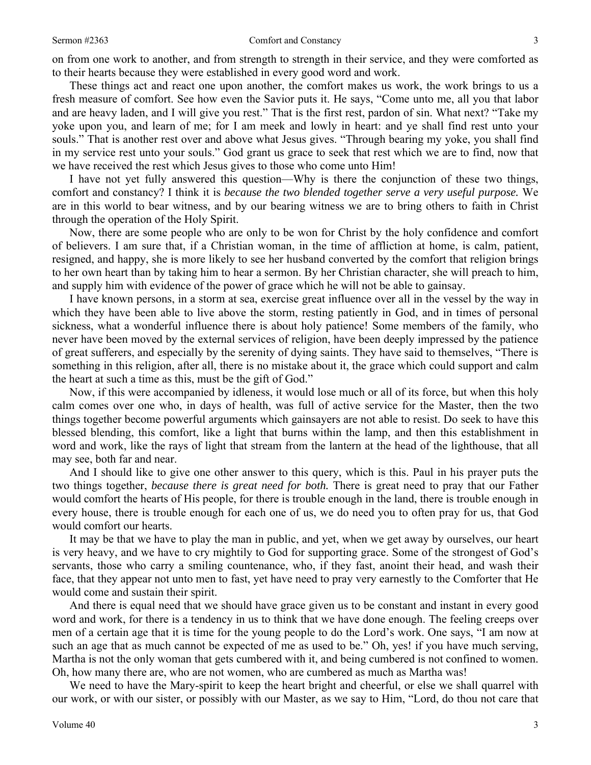on from one work to another, and from strength to strength in their service, and they were comforted as to their hearts because they were established in every good word and work.

These things act and react one upon another, the comfort makes us work, the work brings to us a fresh measure of comfort. See how even the Savior puts it. He says, "Come unto me, all you that labor and are heavy laden, and I will give you rest." That is the first rest, pardon of sin. What next? "Take my yoke upon you, and learn of me; for I am meek and lowly in heart: and ye shall find rest unto your souls." That is another rest over and above what Jesus gives. "Through bearing my yoke, you shall find in my service rest unto your souls." God grant us grace to seek that rest which we are to find, now that we have received the rest which Jesus gives to those who come unto Him!

I have not yet fully answered this question—Why is there the conjunction of these two things, comfort and constancy? I think it is *because the two blended together serve a very useful purpose.* We are in this world to bear witness, and by our bearing witness we are to bring others to faith in Christ through the operation of the Holy Spirit.

Now, there are some people who are only to be won for Christ by the holy confidence and comfort of believers. I am sure that, if a Christian woman, in the time of affliction at home, is calm, patient, resigned, and happy, she is more likely to see her husband converted by the comfort that religion brings to her own heart than by taking him to hear a sermon. By her Christian character, she will preach to him, and supply him with evidence of the power of grace which he will not be able to gainsay.

I have known persons, in a storm at sea, exercise great influence over all in the vessel by the way in which they have been able to live above the storm, resting patiently in God, and in times of personal sickness, what a wonderful influence there is about holy patience! Some members of the family, who never have been moved by the external services of religion, have been deeply impressed by the patience of great sufferers, and especially by the serenity of dying saints. They have said to themselves, "There is something in this religion, after all, there is no mistake about it, the grace which could support and calm the heart at such a time as this, must be the gift of God."

Now, if this were accompanied by idleness, it would lose much or all of its force, but when this holy calm comes over one who, in days of health, was full of active service for the Master, then the two things together become powerful arguments which gainsayers are not able to resist. Do seek to have this blessed blending, this comfort, like a light that burns within the lamp, and then this establishment in word and work, like the rays of light that stream from the lantern at the head of the lighthouse, that all may see, both far and near.

And I should like to give one other answer to this query, which is this. Paul in his prayer puts the two things together, *because there is great need for both.* There is great need to pray that our Father would comfort the hearts of His people, for there is trouble enough in the land, there is trouble enough in every house, there is trouble enough for each one of us, we do need you to often pray for us, that God would comfort our hearts.

It may be that we have to play the man in public, and yet, when we get away by ourselves, our heart is very heavy, and we have to cry mightily to God for supporting grace. Some of the strongest of God's servants, those who carry a smiling countenance, who, if they fast, anoint their head, and wash their face, that they appear not unto men to fast, yet have need to pray very earnestly to the Comforter that He would come and sustain their spirit.

And there is equal need that we should have grace given us to be constant and instant in every good word and work, for there is a tendency in us to think that we have done enough. The feeling creeps over men of a certain age that it is time for the young people to do the Lord's work. One says, "I am now at such an age that as much cannot be expected of me as used to be." Oh, yes! if you have much serving, Martha is not the only woman that gets cumbered with it, and being cumbered is not confined to women. Oh, how many there are, who are not women, who are cumbered as much as Martha was!

We need to have the Mary-spirit to keep the heart bright and cheerful, or else we shall quarrel with our work, or with our sister, or possibly with our Master, as we say to Him, "Lord, do thou not care that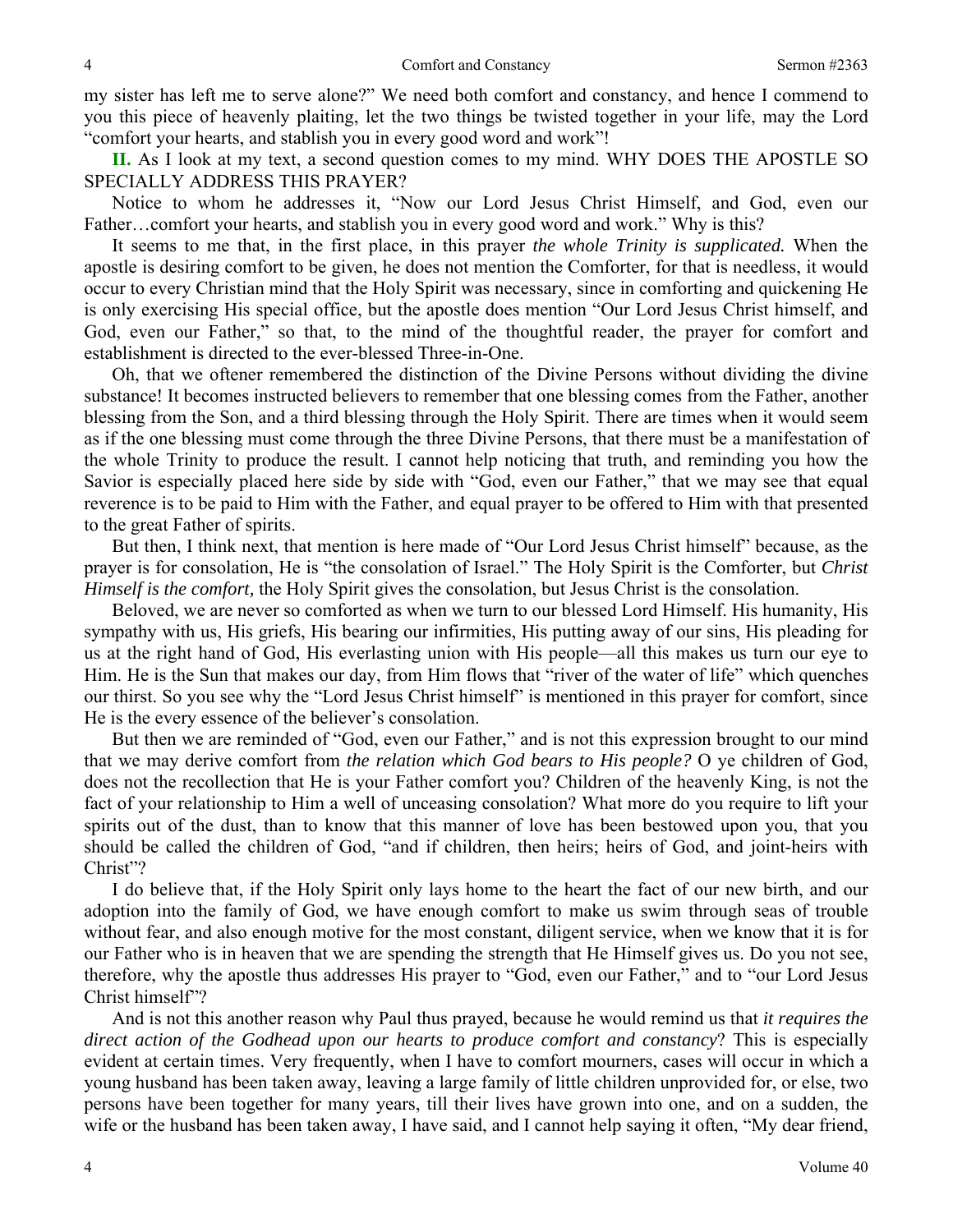my sister has left me to serve alone?" We need both comfort and constancy, and hence I commend to you this piece of heavenly plaiting, let the two things be twisted together in your life, may the Lord "comfort your hearts, and stablish you in every good word and work"!

**II.** As I look at my text, a second question comes to my mind. WHY DOES THE APOSTLE SO SPECIALLY ADDRESS THIS PRAYER?

Notice to whom he addresses it, "Now our Lord Jesus Christ Himself, and God, even our Father…comfort your hearts, and stablish you in every good word and work." Why is this?

It seems to me that, in the first place, in this prayer *the whole Trinity is supplicated.* When the apostle is desiring comfort to be given, he does not mention the Comforter, for that is needless, it would occur to every Christian mind that the Holy Spirit was necessary, since in comforting and quickening He is only exercising His special office, but the apostle does mention "Our Lord Jesus Christ himself, and God, even our Father," so that, to the mind of the thoughtful reader, the prayer for comfort and establishment is directed to the ever-blessed Three-in-One.

Oh, that we oftener remembered the distinction of the Divine Persons without dividing the divine substance! It becomes instructed believers to remember that one blessing comes from the Father, another blessing from the Son, and a third blessing through the Holy Spirit. There are times when it would seem as if the one blessing must come through the three Divine Persons, that there must be a manifestation of the whole Trinity to produce the result. I cannot help noticing that truth, and reminding you how the Savior is especially placed here side by side with "God, even our Father," that we may see that equal reverence is to be paid to Him with the Father, and equal prayer to be offered to Him with that presented to the great Father of spirits.

But then, I think next, that mention is here made of "Our Lord Jesus Christ himself" because, as the prayer is for consolation, He is "the consolation of Israel." The Holy Spirit is the Comforter, but *Christ Himself is the comfort,* the Holy Spirit gives the consolation, but Jesus Christ is the consolation.

Beloved, we are never so comforted as when we turn to our blessed Lord Himself. His humanity, His sympathy with us, His griefs, His bearing our infirmities, His putting away of our sins, His pleading for us at the right hand of God, His everlasting union with His people—all this makes us turn our eye to Him. He is the Sun that makes our day, from Him flows that "river of the water of life" which quenches our thirst. So you see why the "Lord Jesus Christ himself" is mentioned in this prayer for comfort, since He is the every essence of the believer's consolation.

But then we are reminded of "God, even our Father," and is not this expression brought to our mind that we may derive comfort from *the relation which God bears to His people?* O ye children of God, does not the recollection that He is your Father comfort you? Children of the heavenly King, is not the fact of your relationship to Him a well of unceasing consolation? What more do you require to lift your spirits out of the dust, than to know that this manner of love has been bestowed upon you, that you should be called the children of God, "and if children, then heirs; heirs of God, and joint-heirs with Christ"?

I do believe that, if the Holy Spirit only lays home to the heart the fact of our new birth, and our adoption into the family of God, we have enough comfort to make us swim through seas of trouble without fear, and also enough motive for the most constant, diligent service, when we know that it is for our Father who is in heaven that we are spending the strength that He Himself gives us. Do you not see, therefore, why the apostle thus addresses His prayer to "God, even our Father," and to "our Lord Jesus Christ himself"?

And is not this another reason why Paul thus prayed, because he would remind us that *it requires the direct action of the Godhead upon our hearts to produce comfort and constancy*? This is especially evident at certain times. Very frequently, when I have to comfort mourners, cases will occur in which a young husband has been taken away, leaving a large family of little children unprovided for, or else, two persons have been together for many years, till their lives have grown into one, and on a sudden, the wife or the husband has been taken away, I have said, and I cannot help saying it often, "My dear friend,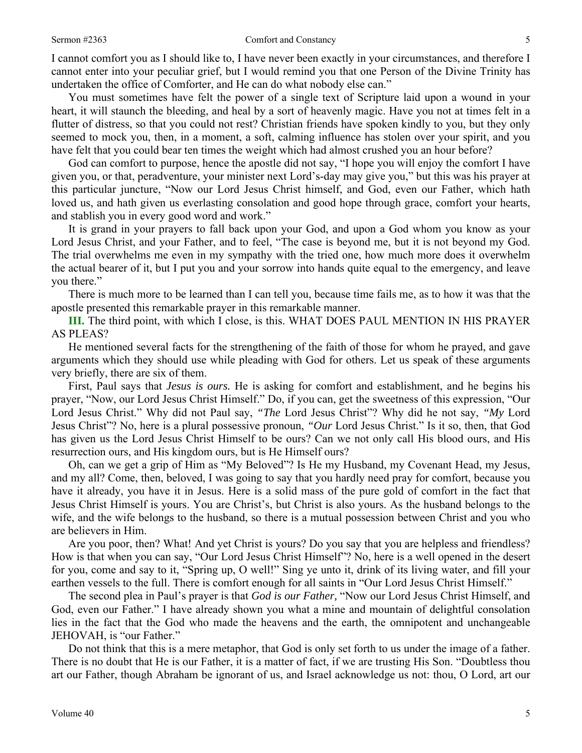I cannot comfort you as I should like to, I have never been exactly in your circumstances, and therefore I cannot enter into your peculiar grief, but I would remind you that one Person of the Divine Trinity has undertaken the office of Comforter, and He can do what nobody else can."

You must sometimes have felt the power of a single text of Scripture laid upon a wound in your heart, it will staunch the bleeding, and heal by a sort of heavenly magic. Have you not at times felt in a flutter of distress, so that you could not rest? Christian friends have spoken kindly to you, but they only seemed to mock you, then, in a moment, a soft, calming influence has stolen over your spirit, and you have felt that you could bear ten times the weight which had almost crushed you an hour before?

God can comfort to purpose, hence the apostle did not say, "I hope you will enjoy the comfort I have given you, or that, peradventure, your minister next Lord's-day may give you," but this was his prayer at this particular juncture, "Now our Lord Jesus Christ himself, and God, even our Father, which hath loved us, and hath given us everlasting consolation and good hope through grace, comfort your hearts, and stablish you in every good word and work."

It is grand in your prayers to fall back upon your God, and upon a God whom you know as your Lord Jesus Christ, and your Father, and to feel, "The case is beyond me, but it is not beyond my God. The trial overwhelms me even in my sympathy with the tried one, how much more does it overwhelm the actual bearer of it, but I put you and your sorrow into hands quite equal to the emergency, and leave you there."

There is much more to be learned than I can tell you, because time fails me, as to how it was that the apostle presented this remarkable prayer in this remarkable manner.

**III.** The third point, with which I close, is this. WHAT DOES PAUL MENTION IN HIS PRAYER AS PLEAS?

He mentioned several facts for the strengthening of the faith of those for whom he prayed, and gave arguments which they should use while pleading with God for others. Let us speak of these arguments very briefly, there are six of them.

First, Paul says that *Jesus is ours.* He is asking for comfort and establishment, and he begins his prayer, "Now, our Lord Jesus Christ Himself." Do, if you can, get the sweetness of this expression, "Our Lord Jesus Christ." Why did not Paul say, *"The* Lord Jesus Christ"? Why did he not say, *"My* Lord Jesus Christ"? No, here is a plural possessive pronoun, *"Our* Lord Jesus Christ." Is it so, then, that God has given us the Lord Jesus Christ Himself to be ours? Can we not only call His blood ours, and His resurrection ours, and His kingdom ours, but is He Himself ours?

Oh, can we get a grip of Him as "My Beloved"? Is He my Husband, my Covenant Head, my Jesus, and my all? Come, then, beloved, I was going to say that you hardly need pray for comfort, because you have it already, you have it in Jesus. Here is a solid mass of the pure gold of comfort in the fact that Jesus Christ Himself is yours. You are Christ's, but Christ is also yours. As the husband belongs to the wife, and the wife belongs to the husband, so there is a mutual possession between Christ and you who are believers in Him.

Are you poor, then? What! And yet Christ is yours? Do you say that you are helpless and friendless? How is that when you can say, "Our Lord Jesus Christ Himself"? No, here is a well opened in the desert for you, come and say to it, "Spring up, O well!" Sing ye unto it, drink of its living water, and fill your earthen vessels to the full. There is comfort enough for all saints in "Our Lord Jesus Christ Himself."

The second plea in Paul's prayer is that *God is our Father,* "Now our Lord Jesus Christ Himself, and God, even our Father." I have already shown you what a mine and mountain of delightful consolation lies in the fact that the God who made the heavens and the earth, the omnipotent and unchangeable JEHOVAH, is "our Father."

Do not think that this is a mere metaphor, that God is only set forth to us under the image of a father. There is no doubt that He is our Father, it is a matter of fact, if we are trusting His Son. "Doubtless thou art our Father, though Abraham be ignorant of us, and Israel acknowledge us not: thou, O Lord, art our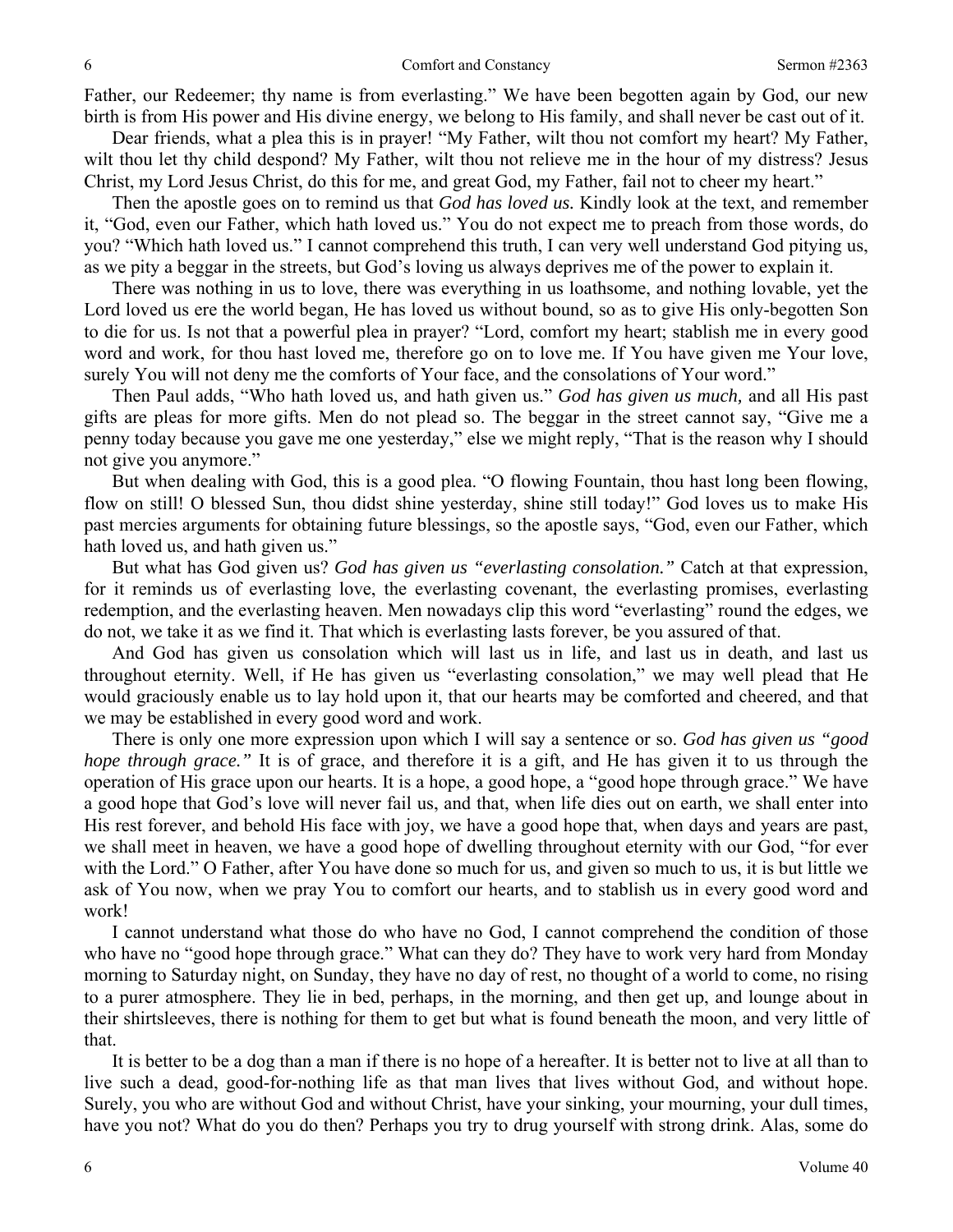Father, our Redeemer; thy name is from everlasting." We have been begotten again by God, our new birth is from His power and His divine energy, we belong to His family, and shall never be cast out of it.

Dear friends, what a plea this is in prayer! "My Father, wilt thou not comfort my heart? My Father, wilt thou let thy child despond? My Father, wilt thou not relieve me in the hour of my distress? Jesus Christ, my Lord Jesus Christ, do this for me, and great God, my Father, fail not to cheer my heart."

Then the apostle goes on to remind us that *God has loved us.* Kindly look at the text, and remember it, "God, even our Father, which hath loved us." You do not expect me to preach from those words, do you? "Which hath loved us." I cannot comprehend this truth, I can very well understand God pitying us, as we pity a beggar in the streets, but God's loving us always deprives me of the power to explain it.

There was nothing in us to love, there was everything in us loathsome, and nothing lovable, yet the Lord loved us ere the world began, He has loved us without bound, so as to give His only-begotten Son to die for us. Is not that a powerful plea in prayer? "Lord, comfort my heart; stablish me in every good word and work, for thou hast loved me, therefore go on to love me. If You have given me Your love, surely You will not deny me the comforts of Your face, and the consolations of Your word."

Then Paul adds, "Who hath loved us, and hath given us." *God has given us much,* and all His past gifts are pleas for more gifts. Men do not plead so. The beggar in the street cannot say, "Give me a penny today because you gave me one yesterday," else we might reply, "That is the reason why I should not give you anymore."

But when dealing with God, this is a good plea. "O flowing Fountain, thou hast long been flowing, flow on still! O blessed Sun, thou didst shine yesterday, shine still today!" God loves us to make His past mercies arguments for obtaining future blessings, so the apostle says, "God, even our Father, which hath loved us, and hath given us."

But what has God given us? *God has given us "everlasting consolation."* Catch at that expression, for it reminds us of everlasting love, the everlasting covenant, the everlasting promises, everlasting redemption, and the everlasting heaven. Men nowadays clip this word "everlasting" round the edges, we do not, we take it as we find it. That which is everlasting lasts forever, be you assured of that.

And God has given us consolation which will last us in life, and last us in death, and last us throughout eternity. Well, if He has given us "everlasting consolation," we may well plead that He would graciously enable us to lay hold upon it, that our hearts may be comforted and cheered, and that we may be established in every good word and work.

There is only one more expression upon which I will say a sentence or so. *God has given us "good hope through grace."* It is of grace, and therefore it is a gift, and He has given it to us through the operation of His grace upon our hearts. It is a hope, a good hope, a "good hope through grace." We have a good hope that God's love will never fail us, and that, when life dies out on earth, we shall enter into His rest forever, and behold His face with joy, we have a good hope that, when days and years are past, we shall meet in heaven, we have a good hope of dwelling throughout eternity with our God, "for ever with the Lord." O Father, after You have done so much for us, and given so much to us, it is but little we ask of You now, when we pray You to comfort our hearts, and to stablish us in every good word and work!

I cannot understand what those do who have no God, I cannot comprehend the condition of those who have no "good hope through grace." What can they do? They have to work very hard from Monday morning to Saturday night, on Sunday, they have no day of rest, no thought of a world to come, no rising to a purer atmosphere. They lie in bed, perhaps, in the morning, and then get up, and lounge about in their shirtsleeves, there is nothing for them to get but what is found beneath the moon, and very little of that.

It is better to be a dog than a man if there is no hope of a hereafter. It is better not to live at all than to live such a dead, good-for-nothing life as that man lives that lives without God, and without hope. Surely, you who are without God and without Christ, have your sinking, your mourning, your dull times, have you not? What do you do then? Perhaps you try to drug yourself with strong drink. Alas, some do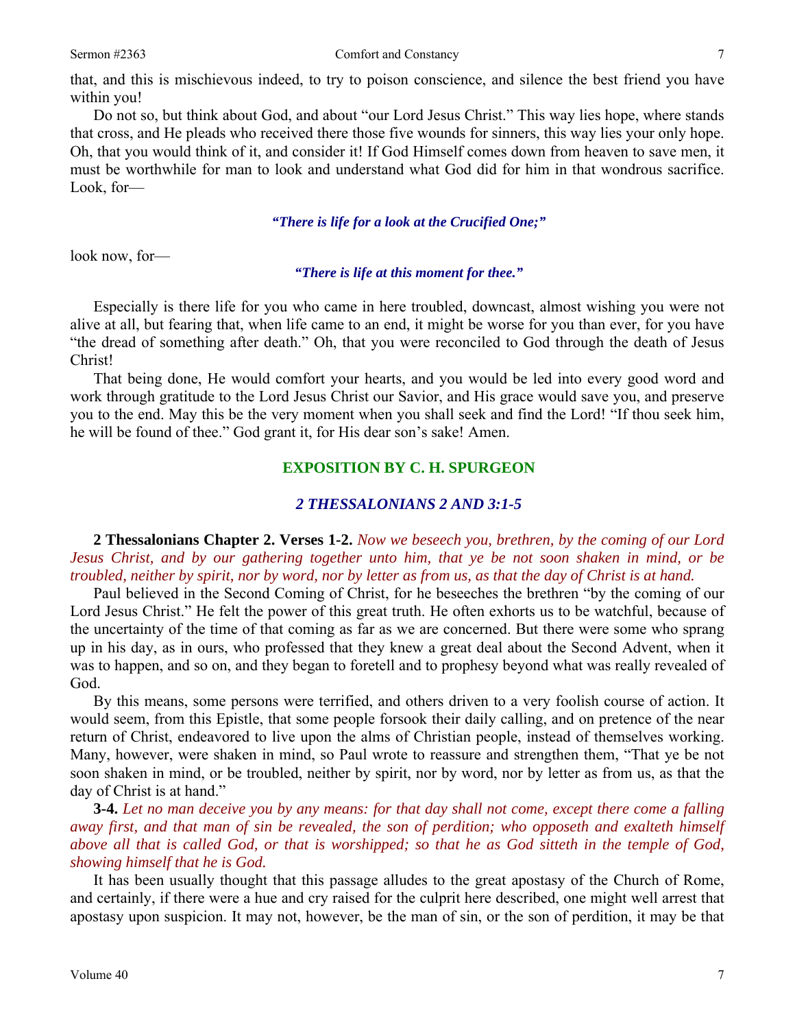that, and this is mischievous indeed, to try to poison conscience, and silence the best friend you have within you!

Do not so, but think about God, and about "our Lord Jesus Christ." This way lies hope, where stands that cross, and He pleads who received there those five wounds for sinners, this way lies your only hope. Oh, that you would think of it, and consider it! If God Himself comes down from heaven to save men, it must be worthwhile for man to look and understand what God did for him in that wondrous sacrifice. Look, for—

*"There is life for a look at the Crucified One;"*

look now, for—

*"There is life at this moment for thee."*

Especially is there life for you who came in here troubled, downcast, almost wishing you were not alive at all, but fearing that, when life came to an end, it might be worse for you than ever, for you have "the dread of something after death." Oh, that you were reconciled to God through the death of Jesus Christ!

That being done, He would comfort your hearts, and you would be led into every good word and work through gratitude to the Lord Jesus Christ our Savior, and His grace would save you, and preserve you to the end. May this be the very moment when you shall seek and find the Lord! "If thou seek him, he will be found of thee." God grant it, for His dear son's sake! Amen.

## EXPOSITION BY C. H. SPURGEON

### *2 THESSALONIANS 2 AND 3:1-5*

**2 Thessalonians Chapter 2. Verses 1-2.** *Now we beseech you, brethren, by the coming of our Lord Jesus Christ, and by our gathering together unto him, that ye be not soon shaken in mind, or be troubled, neither by spirit, nor by word, nor by letter as from us, as that the day of Christ is at hand.*

Paul believed in the Second Coming of Christ, for he beseeches the brethren "by the coming of our Lord Jesus Christ." He felt the power of this great truth. He often exhorts us to be watchful, because of the uncertainty of the time of that coming as far as we are concerned. But there were some who sprang up in his day, as in ours, who professed that they knew a great deal about the Second Advent, when it was to happen, and so on, and they began to foretell and to prophesy beyond what was really revealed of God.

By this means, some persons were terrified, and others driven to a very foolish course of action. It would seem, from this Epistle, that some people forsook their daily calling, and on pretence of the near return of Christ, endeavored to live upon the alms of Christian people, instead of themselves working. Many, however, were shaken in mind, so Paul wrote to reassure and strengthen them, "That ye be not soon shaken in mind, or be troubled, neither by spirit, nor by word, nor by letter as from us, as that the day of Christ is at hand."

**3-4.** *Let no man deceive you by any means: for that day shall not come, except there come a falling away first, and that man of sin be revealed, the son of perdition; who opposeth and exalteth himself above all that is called God, or that is worshipped; so that he as God sitteth in the temple of God, showing himself that he is God.*

It has been usually thought that this passage alludes to the great apostasy of the Church of Rome, and certainly, if there were a hue and cry raised for the culprit here described, one might well arrest that apostasy upon suspicion. It may not, however, be the man of sin, or the son of perdition, it may be that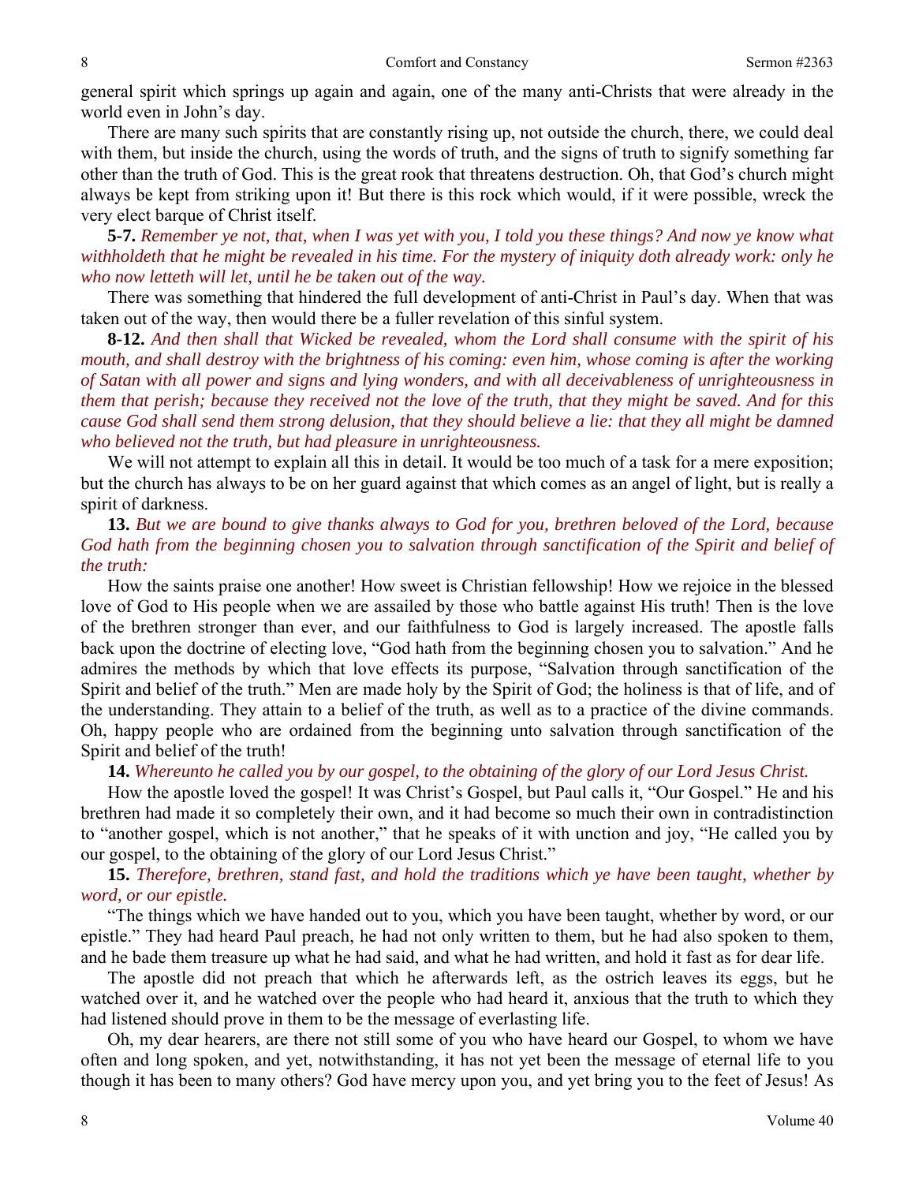general spirit which springs up again and again, one of the many anti-Christs that were already in the world even in John's day.

There are many such spirits that are constantly rising up, not outside the church, there, we could deal with them, but inside the church, using the words of truth, and the signs of truth to signify something far other than the truth of God. This is the great rook that threatens destruction. Oh, that God's church might always be kept from striking upon it! But there is this rock which would, if it were possible, wreck the very elect barque of Christ itself.

**5-7.** *Remember ye not, that, when I was yet with you, I told you these things? And now ye know what withholdeth that he might be revealed in his time. For the mystery of iniquity doth already work: only he who now letteth will let, until he be taken out of the way.*

There was something that hindered the full development of anti-Christ in Paul's day. When that was taken out of the way, then would there be a fuller revelation of this sinful system.

**8-12.** *And then shall that Wicked be revealed, whom the Lord shall consume with the spirit of his mouth, and shall destroy with the brightness of his coming: even him, whose coming is after the working of Satan with all power and signs and lying wonders, and with all deceivableness of unrighteousness in them that perish; because they received not the love of the truth, that they might be saved. And for this cause God shall send them strong delusion, that they should believe a lie: that they all might be damned who believed not the truth, but had pleasure in unrighteousness.*

We will not attempt to explain all this in detail. It would be too much of a task for a mere exposition; but the church has always to be on her guard against that which comes as an angel of light, but is really a spirit of darkness.

**13.** *But we are bound to give thanks always to God for you, brethren beloved of the Lord, because God hath from the beginning chosen you to salvation through sanctification of the Spirit and belief of the truth:*

How the saints praise one another! How sweet is Christian fellowship! How we rejoice in the blessed love of God to His people when we are assailed by those who battle against His truth! Then is the love of the brethren stronger than ever, and our faithfulness to God is largely increased. The apostle falls back upon the doctrine of electing love, "God hath from the beginning chosen you to salvation." And he admires the methods by which that love effects its purpose, "Salvation through sanctification of the Spirit and belief of the truth." Men are made holy by the Spirit of God; the holiness is that of life, and of the understanding. They attain to a belief of the truth, as well as to a practice of the divine commands. Oh, happy people who are ordained from the beginning unto salvation through sanctification of the Spirit and belief of the truth!

**14.** *Whereunto he called you by our gospel, to the obtaining of the glory of our Lord Jesus Christ.*

How the apostle loved the gospel! It was Christ's Gospel, but Paul calls it, "Our Gospel." He and his brethren had made it so completely their own, and it had become so much their own in contradistinction to "another gospel, which is not another," that he speaks of it with unction and joy, "He called you by our gospel, to the obtaining of the glory of our Lord Jesus Christ."

**15.** *Therefore, brethren, stand fast, and hold the traditions which ye have been taught, whether by word, or our epistle.*

"The things which we have handed out to you, which you have been taught, whether by word, or our epistle." They had heard Paul preach, he had not only written to them, but he had also spoken to them, and he bade them treasure up what he had said, and what he had written, and hold it fast as for dear life.

The apostle did not preach that which he afterwards left, as the ostrich leaves its eggs, but he watched over it, and he watched over the people who had heard it, anxious that the truth to which they had listened should prove in them to be the message of everlasting life.

Oh, my dear hearers, are there not still some of you who have heard our Gospel, to whom we have often and long spoken, and yet, notwithstanding, it has not yet been the message of eternal life to you though it has been to many others? God have mercy upon you, and yet bring you to the feet of Jesus! As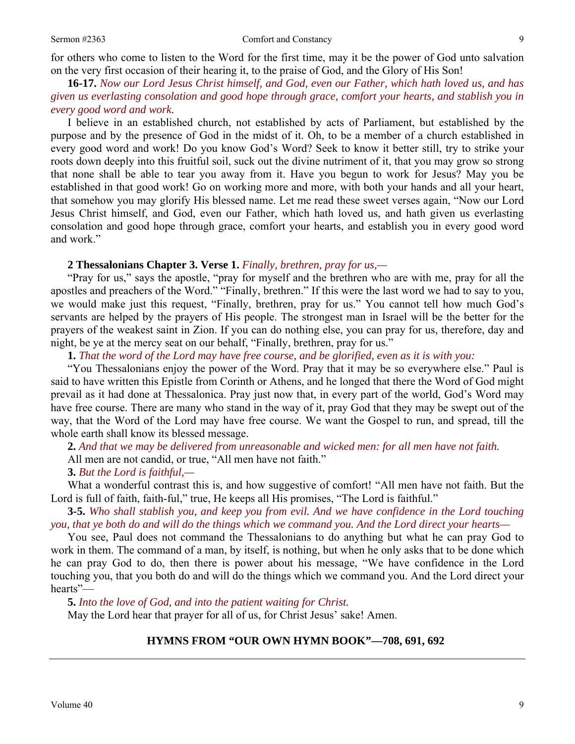for others who come to listen to the Word for the first time, may it be the power of God unto salvation on the very first occasion of their hearing it, to the praise of God, and the Glory of His Son!

**16-17.** *Now our Lord Jesus Christ himself, and God, even our Father, which hath loved us, and has given us everlasting consolation and good hope through grace, comfort your hearts, and stablish you in every good word and work.*

I believe in an established church, not established by acts of Parliament, but established by the purpose and by the presence of God in the midst of it. Oh, to be a member of a church established in every good word and work! Do you know God's Word? Seek to know it better still, try to strike your roots down deeply into this fruitful soil, suck out the divine nutriment of it, that you may grow so strong that none shall be able to tear you away from it. Have you begun to work for Jesus? May you be established in that good work! Go on working more and more, with both your hands and all your heart, that somehow you may glorify His blessed name. Let me read these sweet verses again, "Now our Lord Jesus Christ himself, and God, even our Father, which hath loved us, and hath given us everlasting consolation and good hope through grace, comfort your hearts, and establish you in every good word and work."

**2 Thessalonians Chapter 3. Verse 1.** *Finally, brethren, pray for us,—*

"Pray for us," says the apostle, "pray for myself and the brethren who are with me, pray for all the apostles and preachers of the Word." "Finally, brethren." If this were the last word we had to say to you, we would make just this request, "Finally, brethren, pray for us." You cannot tell how much God's servants are helped by the prayers of His people. The strongest man in Israel will be the better for the prayers of the weakest saint in Zion. If you can do nothing else, you can pray for us, therefore, day and night, be ye at the mercy seat on our behalf, "Finally, brethren, pray for us."

**1.** *That the word of the Lord may have free course, and be glorified, even as it is with you:*

"You Thessalonians enjoy the power of the Word. Pray that it may be so everywhere else." Paul is said to have written this Epistle from Corinth or Athens, and he longed that there the Word of God might prevail as it had done at Thessalonica. Pray just now that, in every part of the world, God's Word may have free course. There are many who stand in the way of it, pray God that they may be swept out of the way, that the Word of the Lord may have free course. We want the Gospel to run, and spread, till the whole earth shall know its blessed message.

**2.** *And that we may be delivered from unreasonable and wicked men: for all men have not faith.*

All men are not candid, or true, "All men have not faith."

**3.** *But the Lord is faithful,—*

What a wonderful contrast this is, and how suggestive of comfort! "All men have not faith. But the Lord is full of faith, faith-ful," true, He keeps all His promises, "The Lord is faithful."

**3-5.** *Who shall stablish you, and keep you from evil. And we have confidence in the Lord touching you, that ye both do and will do the things which we command you. And the Lord direct your hearts—*

You see, Paul does not command the Thessalonians to do anything but what he can pray God to work in them. The command of a man, by itself, is nothing, but when he only asks that to be done which he can pray God to do, then there is power about his message, "We have confidence in the Lord touching you, that you both do and will do the things which we command you. And the Lord direct your hearts"—

**5.** *Into the love of God, and into the patient waiting for Christ.*

May the Lord hear that prayer for all of us, for Christ Jesus' sake! Amen.

**HYMNS FROM "OUR OWN HYMN BOOK"—708, 691, 692**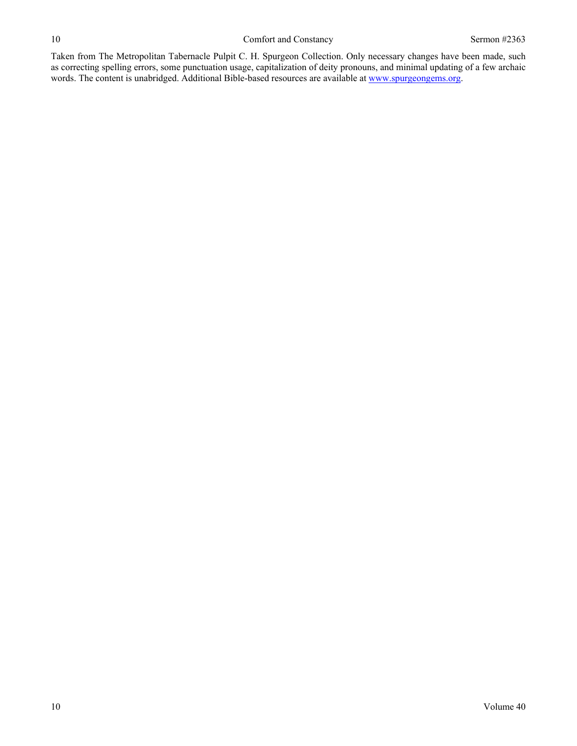Taken from The Metropolitan Tabernacle Pulpit C. H. Spurgeon Collection. Only necessary changes have been made, such as correcting spelling errors, some punctuation usage, capitalization of deity pronouns, and minimal updating of a few archaic words. The content is unabridged. Additional Bible-based resources are available at [www.spurgeongems.org](http://www.spurgeongems.org).